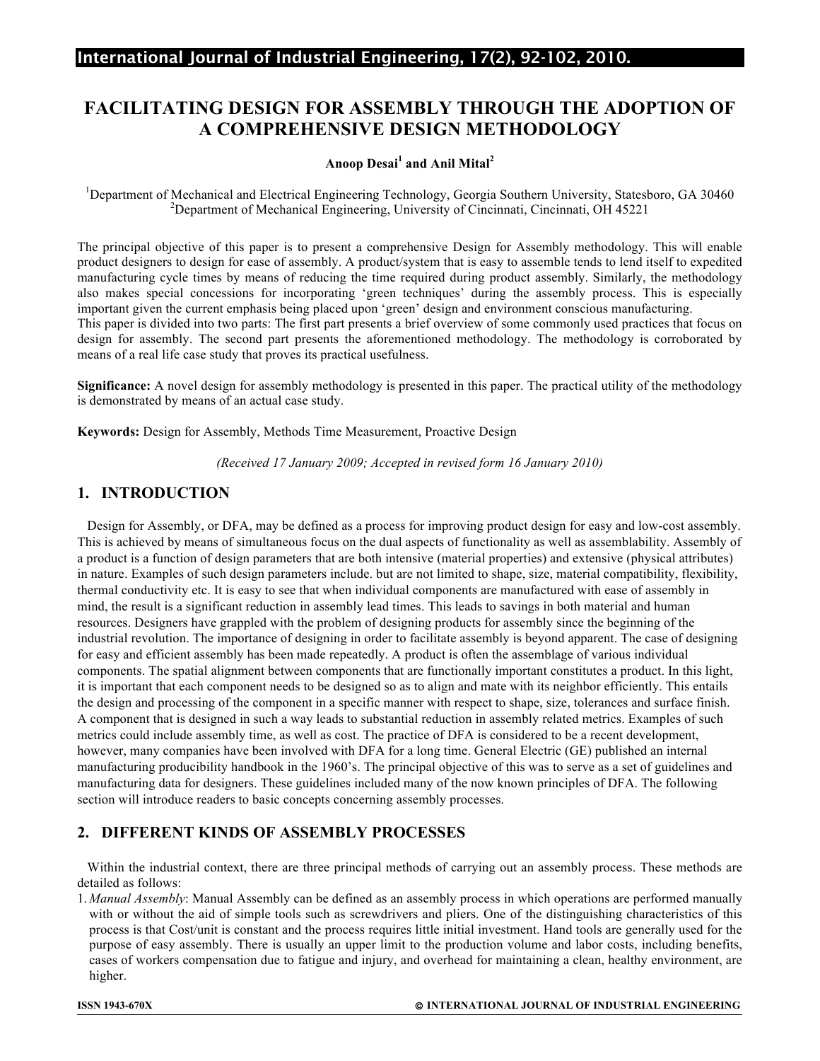# FACILITATING DESIGN FOR ASSEMBLY THROUGH THE ADOPTION OF A COMPREHENSIVE DESIGN METHODOLOGY

**Anoop Desai[1] and Anil Mital[2]**

[1]Department of Mechanical and Electrical Engineering Technology, Georgia Southern University, Statesboro, GA 30460
[2]Department of Mechanical Engineering, University of Cincinnati, Cincinnati, OH 45221

The principal objective of this paper is to present a comprehensive Design for Assembly methodology. This will enable product designers to design for ease of assembly. A product/system that is easy to assemble tends to lend itself to expedited manufacturing cycle times by means of reducing the time required during product assembly. Similarly, the methodology also makes special concessions for incorporating 'green techniques' during the assembly process. This is especially important given the current emphasis being placed upon 'green' design and environment conscious manufacturing.
This paper is divided into two parts: The first part presents a brief overview of some commonly used practices that focus on design for assembly. The second part presents the aforementioned methodology. The methodology is corroborated by means of a real life case study that proves its practical usefulness.

**Significance:** A novel design for assembly methodology is presented in this paper. The practical utility of the methodology is demonstrated by means of an actual case study.

**Keywords:** Design for Assembly, Methods Time Measurement, Proactive Design

*(Received 17 January 2009; Accepted in revised form 16 January 2010)*

## 1. INTRODUCTION

Design for Assembly, or DFA, may be defined as a process for improving product design for easy and low-cost assembly. This is achieved by means of simultaneous focus on the dual aspects of functionality as well as assemblability. Assembly of a product is a function of design parameters that are both intensive (material properties) and extensive (physical attributes) in nature. Examples of such design parameters include. but are not limited to shape, size, material compatibility, flexibility, thermal conductivity etc. It is easy to see that when individual components are manufactured with ease of assembly in mind, the result is a significant reduction in assembly lead times. This leads to savings in both material and human resources. Designers have grappled with the problem of designing products for assembly since the beginning of the industrial revolution. The importance of designing in order to facilitate assembly is beyond apparent. The case of designing for easy and efficient assembly has been made repeatedly. A product is often the assemblage of various individual components. The spatial alignment between components that are functionally important constitutes a product. In this light, it is important that each component needs to be designed so as to align and mate with its neighbor efficiently. This entails the design and processing of the component in a specific manner with respect to shape, size, tolerances and surface finish. A component that is designed in such a way leads to substantial reduction in assembly related metrics. Examples of such metrics could include assembly time, as well as cost. The practice of DFA is considered to be a recent development, however, many companies have been involved with DFA for a long time. General Electric (GE) published an internal manufacturing producibility handbook in the 1960's. The principal objective of this was to serve as a set of guidelines and manufacturing data for designers. These guidelines included many of the now known principles of DFA. The following section will introduce readers to basic concepts concerning assembly processes.

## 2. DIFFERENT KINDS OF ASSEMBLY PROCESSES

Within the industrial context, there are three principal methods of carrying out an assembly process. These methods are detailed as follows:

1. *Manual Assembly*: Manual Assembly can be defined as an assembly process in which operations are performed manually with or without the aid of simple tools such as screwdrivers and pliers. One of the distinguishing characteristics of this process is that Cost/unit is constant and the process requires little initial investment. Hand tools are generally used for the purpose of easy assembly. There is usually an upper limit to the production volume and labor costs, including benefits, cases of workers compensation due to fatigue and injury, and overhead for maintaining a clean, healthy environment, are higher.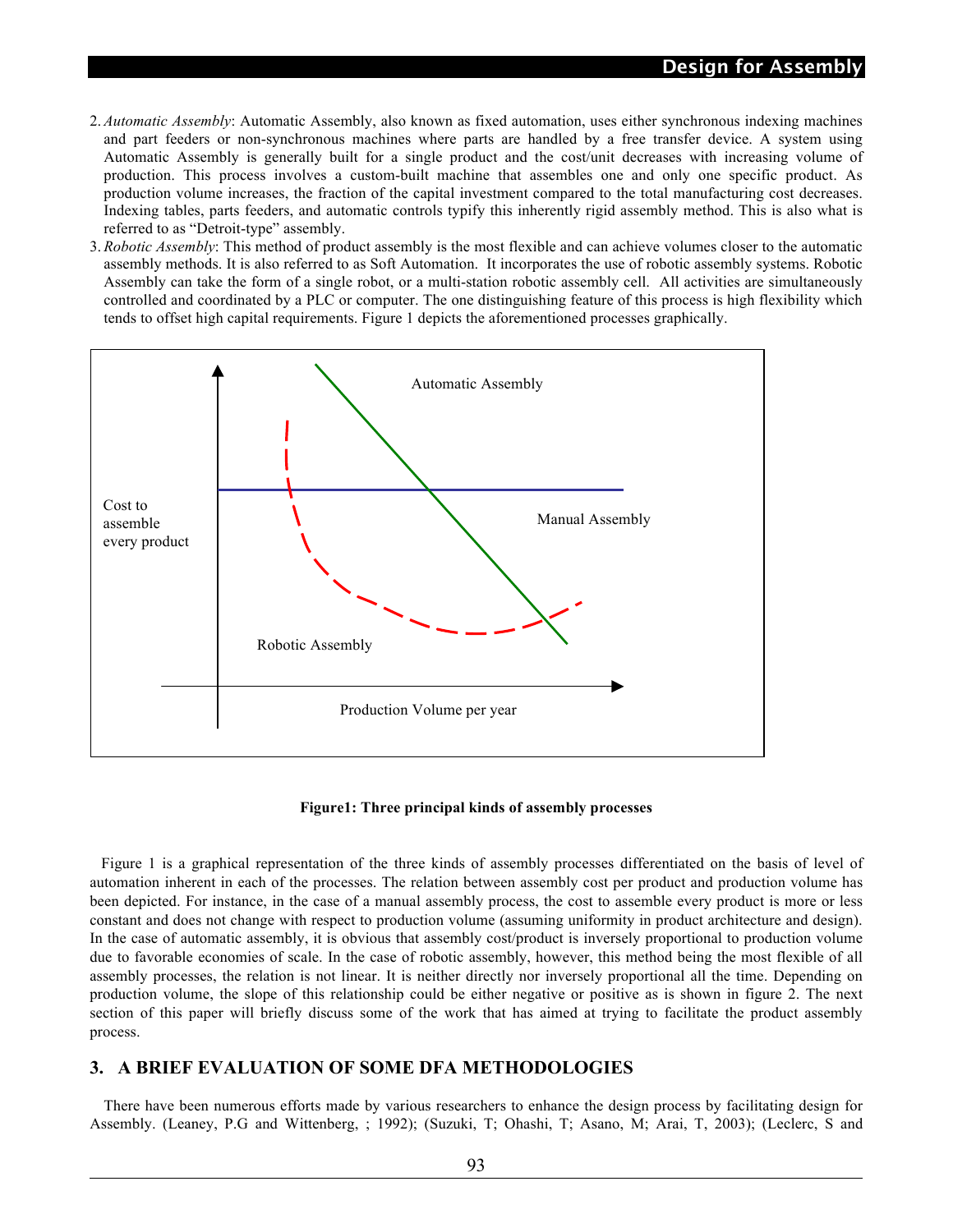2. *Automatic Assembly*: Automatic Assembly, also known as fixed automation, uses either synchronous indexing machines and part feeders or non-synchronous machines where parts are handled by a free transfer device. A system using Automatic Assembly is generally built for a single product and the cost/unit decreases with increasing volume of production. This process involves a custom-built machine that assembles one and only one specific product. As production volume increases, the fraction of the capital investment compared to the total manufacturing cost decreases. Indexing tables, parts feeders, and automatic controls typify this inherently rigid assembly method. This is also what is referred to as "Detroit-type" assembly.
3. *Robotic Assembly*: This method of product assembly is the most flexible and can achieve volumes closer to the automatic assembly methods. It is also referred to as Soft Automation. It incorporates the use of robotic assembly systems. Robotic Assembly can take the form of a single robot, or a multi-station robotic assembly cell. All activities are simultaneously controlled and coordinated by a PLC or computer. The one distinguishing feature of this process is high flexibility which tends to offset high capital requirements. Figure 1 depicts the aforementioned processes graphically.

**Figure1: Three principal kinds of assembly processes**

Figure 1 is a graphical representation of the three kinds of assembly processes differentiated on the basis of level of automation inherent in each of the processes. The relation between assembly cost per product and production volume has been depicted. For instance, in the case of a manual assembly process, the cost to assemble every product is more or less constant and does not change with respect to production volume (assuming uniformity in product architecture and design). In the case of automatic assembly, it is obvious that assembly cost/product is inversely proportional to production volume due to favorable economies of scale. In the case of robotic assembly, however, this method being the most flexible of all assembly processes, the relation is not linear. It is neither directly nor inversely proportional all the time. Depending on production volume, the slope of this relationship could be either negative or positive as is shown in figure 2. The next section of this paper will briefly discuss some of the work that has aimed at trying to facilitate the product assembly process.

## 3. A BRIEF EVALUATION OF SOME DFA METHODOLOGIES

There have been numerous efforts made by various researchers to enhance the design process by facilitating design for Assembly. (Leaney, P.G and Wittenberg, ; 1992); (Suzuki, T; Ohashi, T; Asano, M; Arai, T, 2003); (Leclerc, S and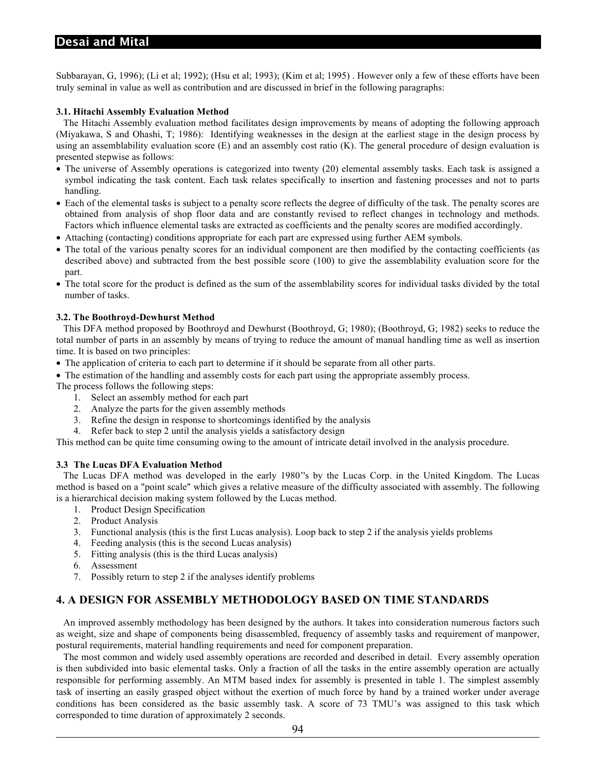Subbarayan, G, 1996); (Li et al; 1992); (Hsu et al; 1993); (Kim et al; 1995) . However only a few of these efforts have been truly seminal in value as well as contribution and are discussed in brief in the following paragraphs:

### 3.1. Hitachi Assembly Evaluation Method

The Hitachi Assembly evaluation method facilitates design improvements by means of adopting the following approach (Miyakawa, S and Ohashi, T; 1986): Identifying weaknesses in the design at the earliest stage in the design process by using an assemblability evaluation score (E) and an assembly cost ratio (K). The general procedure of design evaluation is presented stepwise as follows:

- The universe of Assembly operations is categorized into twenty (20) elemental assembly tasks. Each task is assigned a symbol indicating the task content. Each task relates specifically to insertion and fastening processes and not to parts handling.
- Each of the elemental tasks is subject to a penalty score reflects the degree of difficulty of the task. The penalty scores are obtained from analysis of shop floor data and are constantly revised to reflect changes in technology and methods. Factors which influence elemental tasks are extracted as coefficients and the penalty scores are modified accordingly.
- Attaching (contacting) conditions appropriate for each part are expressed using further AEM symbols.
- The total of the various penalty scores for an individual component are then modified by the contacting coefficients (as described above) and subtracted from the best possible score (100) to give the assemblability evaluation score for the part.
- The total score for the product is defined as the sum of the assemblability scores for individual tasks divided by the total number of tasks.

### 3.2. The Boothroyd-Dewhurst Method

This DFA method proposed by Boothroyd and Dewhurst (Boothroyd, G; 1980); (Boothroyd, G; 1982) seeks to reduce the total number of parts in an assembly by means of trying to reduce the amount of manual handling time as well as insertion time. It is based on two principles:

- The application of criteria to each part to determine if it should be separate from all other parts.
- The estimation of the handling and assembly costs for each part using the appropriate assembly process.

The process follows the following steps:

1. Select an assembly method for each part
2. Analyze the parts for the given assembly methods
3. Refine the design in response to shortcomings identified by the analysis
4. Refer back to step 2 until the analysis yields a satisfactory design

This method can be quite time consuming owing to the amount of intricate detail involved in the analysis procedure.

### 3.3 The Lucas DFA Evaluation Method

The Lucas DFA method was developed in the early 1980''s by the Lucas Corp. in the United Kingdom. The Lucas method is based on a "point scale" which gives a relative measure of the difficulty associated with assembly. The following is a hierarchical decision making system followed by the Lucas method.

1. Product Design Specification
2. Product Analysis
3. Functional analysis (this is the first Lucas analysis). Loop back to step 2 if the analysis yields problems
4. Feeding analysis (this is the second Lucas analysis)
5. Fitting analysis (this is the third Lucas analysis)
6. Assessment
7. Possibly return to step 2 if the analyses identify problems

## 4. A DESIGN FOR ASSEMBLY METHODOLOGY BASED ON TIME STANDARDS

An improved assembly methodology has been designed by the authors. It takes into consideration numerous factors such as weight, size and shape of components being disassembled, frequency of assembly tasks and requirement of manpower, postural requirements, material handling requirements and need for component preparation.

The most common and widely used assembly operations are recorded and described in detail. Every assembly operation is then subdivided into basic elemental tasks. Only a fraction of all the tasks in the entire assembly operation are actually responsible for performing assembly. An MTM based index for assembly is presented in table 1. The simplest assembly task of inserting an easily grasped object without the exertion of much force by hand by a trained worker under average conditions has been considered as the basic assembly task. A score of 73 TMU's was assigned to this task which corresponded to time duration of approximately 2 seconds.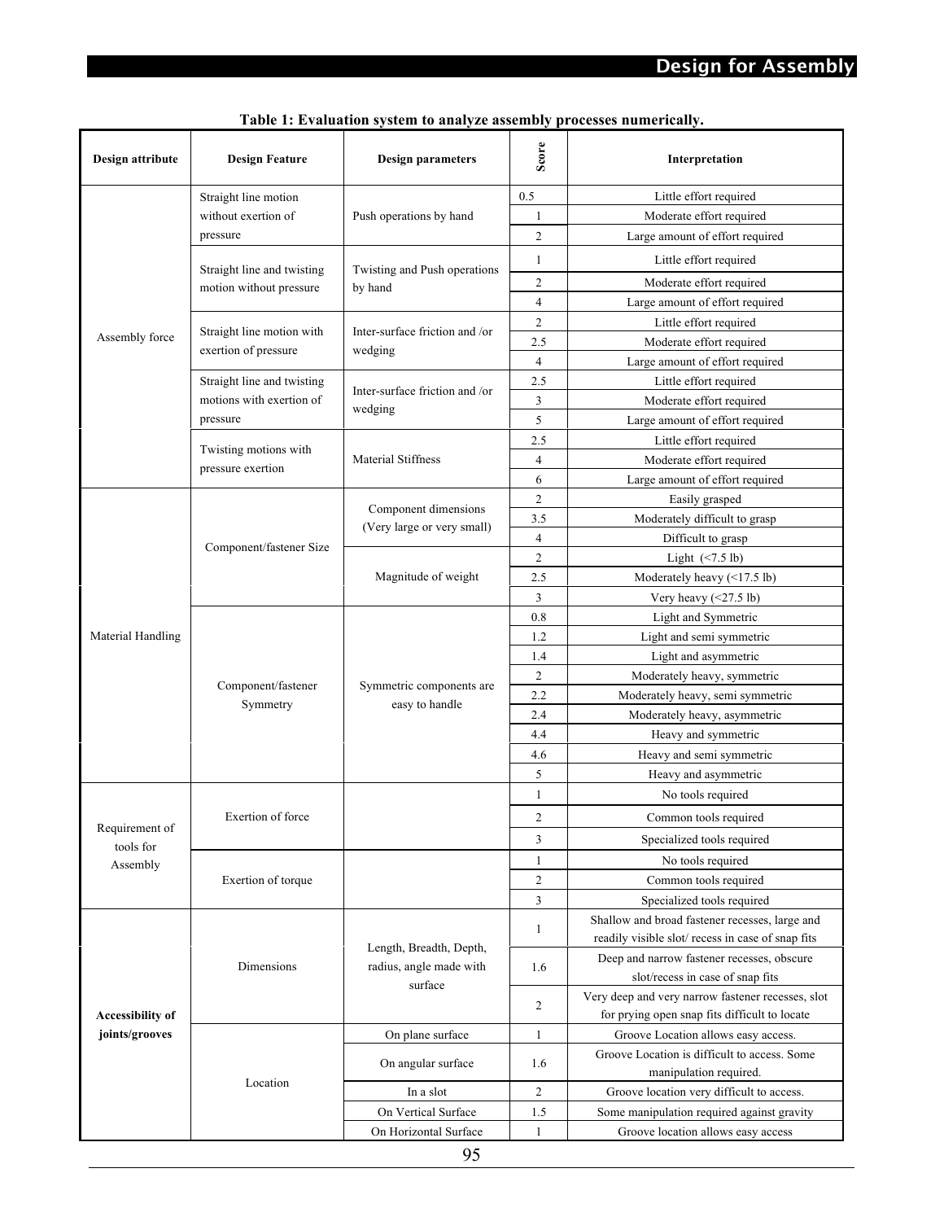**Table 1: Evaluation system to analyze assembly processes numerically.**

| Design attribute | Design Feature | Design parameters | Score | Interpretation |
|---|---|---|---|---|
| Assembly force | Straight line motion without exertion of pressure | Push operations by hand | 0.5 | Little effort required |
| | | | 1 | Moderate effort required |
| | | | 2 | Large amount of effort required |
| | Straight line and twisting motion without pressure | Twisting and Push operations by hand | 1 | Little effort required |
| | | | 2 | Moderate effort required |
| | | | 4 | Large amount of effort required |
| | Straight line motion with exertion of pressure | Inter-surface friction and /or wedging | 2 | Little effort required |
| | | | 2.5 | Moderate effort required |
| | | | 4 | Large amount of effort required |
| | Straight line and twisting motions with exertion of pressure | Inter-surface friction and /or wedging | 2.5 | Little effort required |
| | | | 3 | Moderate effort required |
| | | | 5 | Large amount of effort required |
| | Twisting motions with pressure exertion | Material Stiffness | 2.5 | Little effort required |
| | | | 4 | Moderate effort required |
| | | | 6 | Large amount of effort required |
| Material Handling | Component/fastener Size | Component dimensions (Very large or very small) | 2 | Easily grasped |
| | | | 3.5 | Moderately difficult to grasp |
| | | | 4 | Difficult to grasp |
| | | Magnitude of weight | 2 | Light (<7.5 lb) |
| | | | 2.5 | Moderately heavy (<17.5 lb) |
| | | | 3 | Very heavy (<27.5 lb) |
| | Component/fastener Symmetry | Symmetric components are easy to handle | 0.8 | Light and Symmetric |
| | | | 1.2 | Light and semi symmetric |
| | | | 1.4 | Light and asymmetric |
| | | | 2 | Moderately heavy, symmetric |
| | | | 2.2 | Moderately heavy, semi symmetric |
| | | | 2.4 | Moderately heavy, asymmetric |
| | | | 4.4 | Heavy and symmetric |
| | | | 4.6 | Heavy and semi symmetric |
| | | | 5 | Heavy and asymmetric |
| Requirement of tools for Assembly | Exertion of force | | 1 | No tools required |
| | | | 2 | Common tools required |
| | | | 3 | Specialized tools required |
| | Exertion of torque | | 1 | No tools required |
| | | | 2 | Common tools required |
| | | | 3 | Specialized tools required |
| **Accessibility of joints/grooves** | Dimensions | Length, Breadth, Depth, radius, angle made with surface | 1 | Shallow and broad fastener recesses, large and readily visible slot/ recess in case of snap fits |
| | | | 1.6 | Deep and narrow fastener recesses, obscure slot/recess in case of snap fits |
| | | | 2 | Very deep and very narrow fastener recesses, slot for prying open snap fits difficult to locate |
| | Location | On plane surface | 1 | Groove Location allows easy access. |
| | | On angular surface | 1.6 | Groove Location is difficult to access. Some manipulation required. |
| | | In a slot | 2 | Groove location very difficult to access. |
| | | On Vertical Surface | 1.5 | Some manipulation required against gravity |
| | | On Horizontal Surface | 1 | Groove location allows easy access |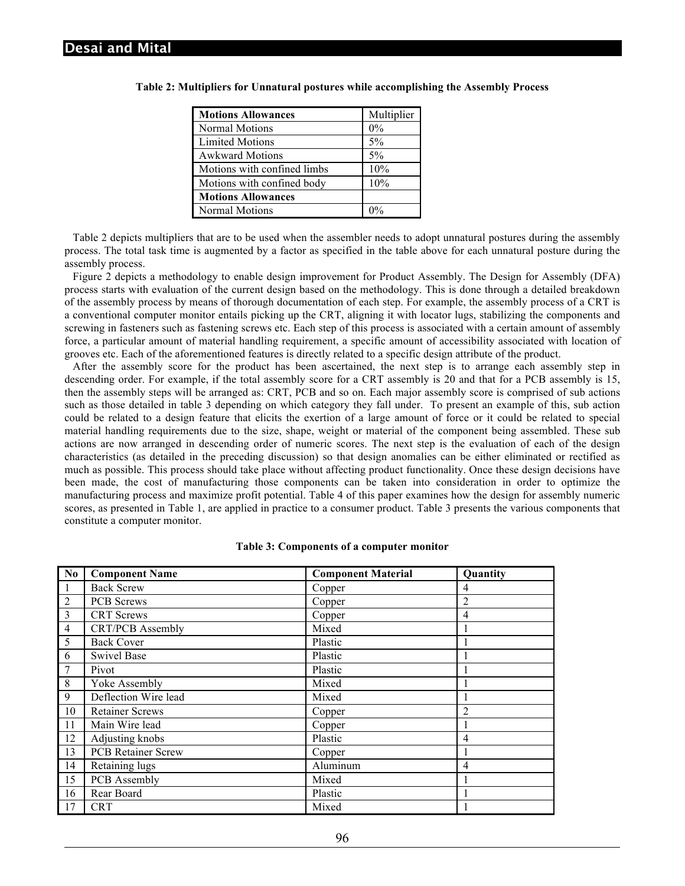**Table 2: Multipliers for Unnatural postures while accomplishing the Assembly Process**

| **Motions Allowances** | Multiplier |
|---|---|
| Normal Motions | 0% |
| Limited Motions | 5% |
| Awkward Motions | 5% |
| Motions with confined limbs | 10% |
| Motions with confined body | 10% |
| **Motions Allowances** | |
| Normal Motions | 0% |

Table 2 depicts multipliers that are to be used when the assembler needs to adopt unnatural postures during the assembly process. The total task time is augmented by a factor as specified in the table above for each unnatural posture during the assembly process.

Figure 2 depicts a methodology to enable design improvement for Product Assembly. The Design for Assembly (DFA) process starts with evaluation of the current design based on the methodology. This is done through a detailed breakdown of the assembly process by means of thorough documentation of each step. For example, the assembly process of a CRT is a conventional computer monitor entails picking up the CRT, aligning it with locator lugs, stabilizing the components and screwing in fasteners such as fastening screws etc. Each step of this process is associated with a certain amount of assembly force, a particular amount of material handling requirement, a specific amount of accessibility associated with location of grooves etc. Each of the aforementioned features is directly related to a specific design attribute of the product.

After the assembly score for the product has been ascertained, the next step is to arrange each assembly step in descending order. For example, if the total assembly score for a CRT assembly is 20 and that for a PCB assembly is 15, then the assembly steps will be arranged as: CRT, PCB and so on. Each major assembly score is comprised of sub actions such as those detailed in table 3 depending on which category they fall under. To present an example of this, sub action could be related to a design feature that elicits the exertion of a large amount of force or it could be related to special material handling requirements due to the size, shape, weight or material of the component being assembled. These sub actions are now arranged in descending order of numeric scores. The next step is the evaluation of each of the design characteristics (as detailed in the preceding discussion) so that design anomalies can be either eliminated or rectified as much as possible. This process should take place without affecting product functionality. Once these design decisions have been made, the cost of manufacturing those components can be taken into consideration in order to optimize the manufacturing process and maximize profit potential. Table 4 of this paper examines how the design for assembly numeric scores, as presented in Table 1, are applied in practice to a consumer product. Table 3 presents the various components that constitute a computer monitor.

**Table 3: Components of a computer monitor**

| **No** | **Component Name** | **Component Material** | **Quantity** |
|---|---|---|---|
| 1 | Back Screw | Copper | 4 |
| 2 | PCB Screws | Copper | 2 |
| 3 | CRT Screws | Copper | 4 |
| 4 | CRT/PCB Assembly | Mixed | 1 |
| 5 | Back Cover | Plastic | 1 |
| 6 | Swivel Base | Plastic | 1 |
| 7 | Pivot | Plastic | 1 |
| 8 | Yoke Assembly | Mixed | 1 |
| 9 | Deflection Wire lead | Mixed | 1 |
| 10 | Retainer Screws | Copper | 2 |
| 11 | Main Wire lead | Copper | 1 |
| 12 | Adjusting knobs | Plastic | 4 |
| 13 | PCB Retainer Screw | Copper | 1 |
| 14 | Retaining lugs | Aluminum | 4 |
| 15 | PCB Assembly | Mixed | 1 |
| 16 | Rear Board | Plastic | 1 |
| 17 | CRT | Mixed | 1 |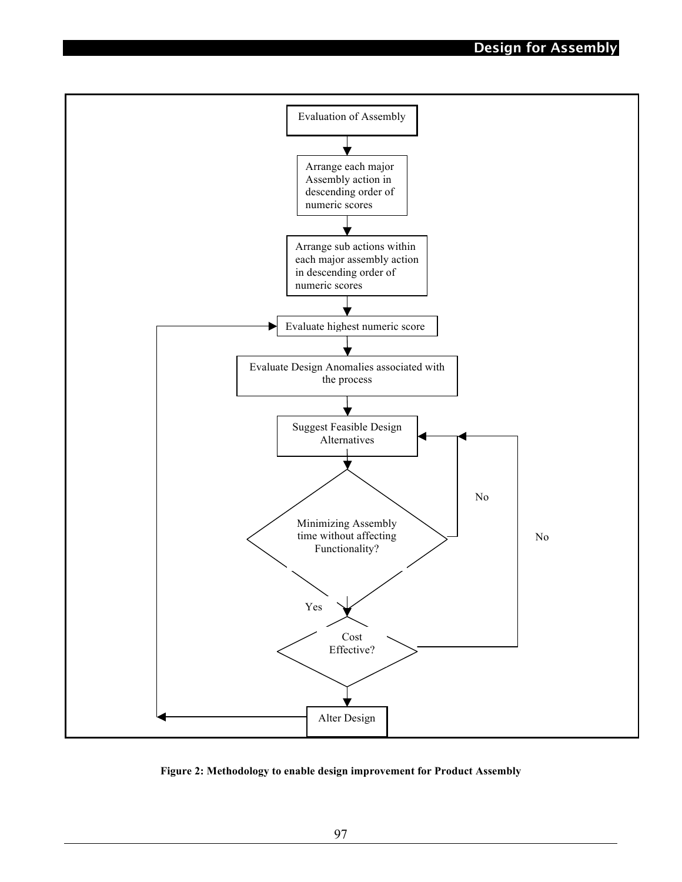Evaluation of Assembly

Arrange each major Assembly action in descending order of numeric scores

Arrange sub actions within each major assembly action in descending order of numeric scores

Evaluate highest numeric score

Evaluate Design Anomalies associated with the process

Suggest Feasible Design Alternatives

Minimizing Assembly time without affecting Functionality?

No

Yes

Cost Effective?

No

Alter Design

**Figure 2: Methodology to enable design improvement for Product Assembly**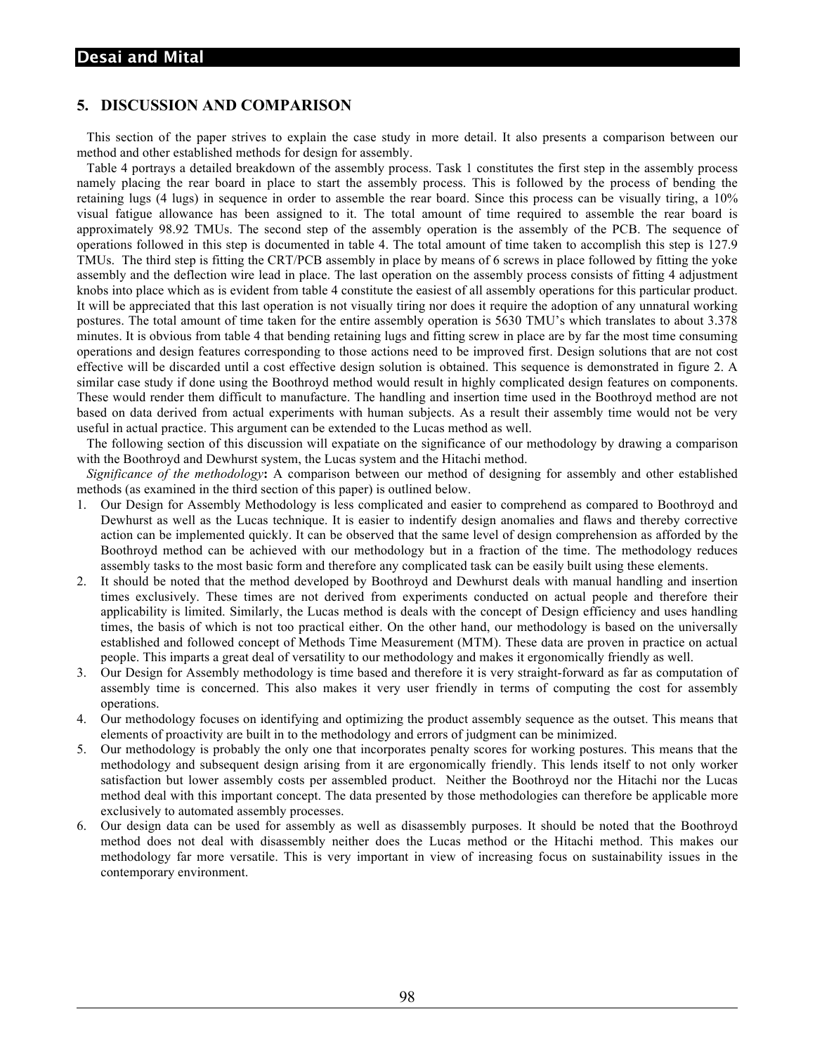## 5. DISCUSSION AND COMPARISON

This section of the paper strives to explain the case study in more detail. It also presents a comparison between our method and other established methods for design for assembly.

Table 4 portrays a detailed breakdown of the assembly process. Task 1 constitutes the first step in the assembly process namely placing the rear board in place to start the assembly process. This is followed by the process of bending the retaining lugs (4 lugs) in sequence in order to assemble the rear board. Since this process can be visually tiring, a 10% visual fatigue allowance has been assigned to it. The total amount of time required to assemble the rear board is approximately 98.92 TMUs. The second step of the assembly operation is the assembly of the PCB. The sequence of operations followed in this step is documented in table 4. The total amount of time taken to accomplish this step is 127.9 TMUs. The third step is fitting the CRT/PCB assembly in place by means of 6 screws in place followed by fitting the yoke assembly and the deflection wire lead in place. The last operation on the assembly process consists of fitting 4 adjustment knobs into place which as is evident from table 4 constitute the easiest of all assembly operations for this particular product. It will be appreciated that this last operation is not visually tiring nor does it require the adoption of any unnatural working postures. The total amount of time taken for the entire assembly operation is 5630 TMU's which translates to about 3.378 minutes. It is obvious from table 4 that bending retaining lugs and fitting screw in place are by far the most time consuming operations and design features corresponding to those actions need to be improved first. Design solutions that are not cost effective will be discarded until a cost effective design solution is obtained. This sequence is demonstrated in figure 2. A similar case study if done using the Boothroyd method would result in highly complicated design features on components. These would render them difficult to manufacture. The handling and insertion time used in the Boothroyd method are not based on data derived from actual experiments with human subjects. As a result their assembly time would not be very useful in actual practice. This argument can be extended to the Lucas method as well.

The following section of this discussion will expatiate on the significance of our methodology by drawing a comparison with the Boothroyd and Dewhurst system, the Lucas system and the Hitachi method.

*Significance of the methodology*: A comparison between our method of designing for assembly and other established methods (as examined in the third section of this paper) is outlined below.

1. Our Design for Assembly Methodology is less complicated and easier to comprehend as compared to Boothroyd and Dewhurst as well as the Lucas technique. It is easier to indentify design anomalies and flaws and thereby corrective action can be implemented quickly. It can be observed that the same level of design comprehension as afforded by the Boothroyd method can be achieved with our methodology but in a fraction of the time. The methodology reduces assembly tasks to the most basic form and therefore any complicated task can be easily built using these elements.
2. It should be noted that the method developed by Boothroyd and Dewhurst deals with manual handling and insertion times exclusively. These times are not derived from experiments conducted on actual people and therefore their applicability is limited. Similarly, the Lucas method is deals with the concept of Design efficiency and uses handling times, the basis of which is not too practical either. On the other hand, our methodology is based on the universally established and followed concept of Methods Time Measurement (MTM). These data are proven in practice on actual people. This imparts a great deal of versatility to our methodology and makes it ergonomically friendly as well.
3. Our Design for Assembly methodology is time based and therefore it is very straight-forward as far as computation of assembly time is concerned. This also makes it very user friendly in terms of computing the cost for assembly operations.
4. Our methodology focuses on identifying and optimizing the product assembly sequence as the outset. This means that elements of proactivity are built in to the methodology and errors of judgment can be minimized.
5. Our methodology is probably the only one that incorporates penalty scores for working postures. This means that the methodology and subsequent design arising from it are ergonomically friendly. This lends itself to not only worker satisfaction but lower assembly costs per assembled product. Neither the Boothroyd nor the Hitachi nor the Lucas method deal with this important concept. The data presented by those methodologies can therefore be applicable more exclusively to automated assembly processes.
6. Our design data can be used for assembly as well as disassembly purposes. It should be noted that the Boothroyd method does not deal with disassembly neither does the Lucas method or the Hitachi method. This makes our methodology far more versatile. This is very important in view of increasing focus on sustainability issues in the contemporary environment.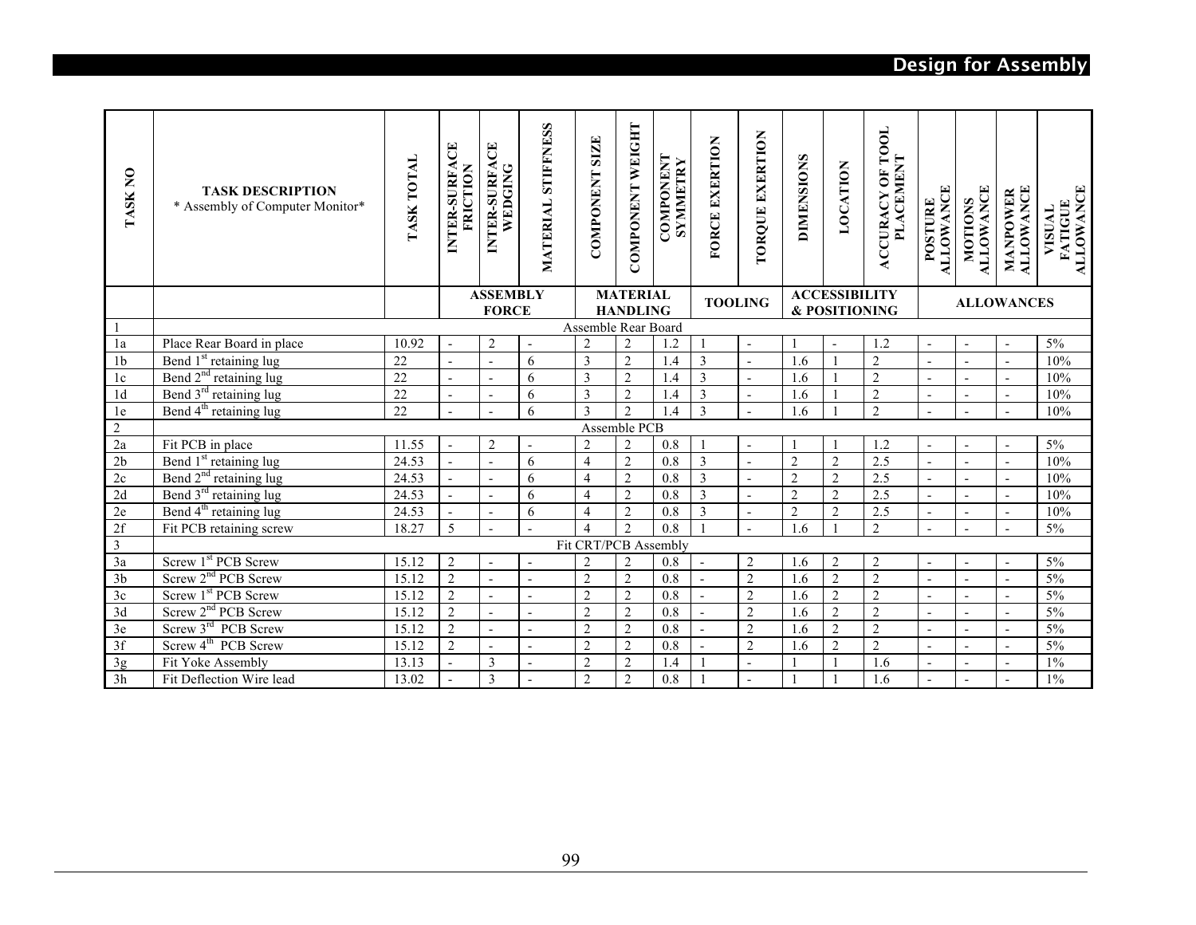| TASK NO | TASK DESCRIPTION * Assembly of Computer Monitor* | TASK TOTAL | INTER-SURFACE FRICTION | INTER-SURFACE WEDGING | MATERIAL STIFFNESS | COMPONENT SIZE | COMPONENT WEIGHT | COMPONENT SYMMETRY | FORCE EXERTION | TORQUE EXERTION | DIMENSIONS | LOCATION | ACCURACY OF TOOL PLACEMENT | POSTURE ALLOWANCE | MOTIONS ALLOWANCE | MANPOWER ALLOWANCE | VISUAL FATIGUE ALLOWANCE |
|---|---|---|---|---|---|---|---|---|---|---|---|---|---|---|---|---|---|
| | | | ASSEMBLY FORCE | | | MATERIAL HANDLING | | | TOOLING | | ACCESSIBILITY & POSITIONING | | | ALLOWANCES | | | |
| 1 | Assemble Rear Board | | | | | | | | | | | | | | | | |
| 1a | Place Rear Board in place | 10.92 | - | 2 | - | 2 | 2 | 1.2 | 1 | - | 1 | - | 1.2 | - | - | - | 5% |
| 1b | Bend 1st retaining lug | 22 | - | - | 6 | 3 | 2 | 1.4 | 3 | - | 1.6 | 1 | 2 | - | - | - | 10% |
| 1c | Bend 2nd retaining lug | 22 | - | - | 6 | 3 | 2 | 1.4 | 3 | - | 1.6 | 1 | 2 | - | - | - | 10% |
| 1d | Bend 3rd retaining lug | 22 | - | - | 6 | 3 | 2 | 1.4 | 3 | - | 1.6 | 1 | 2 | - | - | - | 10% |
| 1e | Bend 4th retaining lug | 22 | - | - | 6 | 3 | 2 | 1.4 | 3 | - | 1.6 | 1 | 2 | - | - | - | 10% |
| 2 | Assemble PCB | | | | | | | | | | | | | | | | |
| 2a | Fit PCB in place | 11.55 | - | 2 | - | 2 | 2 | 0.8 | 1 | - | 1 | 1 | 1.2 | - | - | - | 5% |
| 2b | Bend 1st retaining lug | 24.53 | - | - | 6 | 4 | 2 | 0.8 | 3 | - | 2 | 2 | 2.5 | - | - | - | 10% |
| 2c | Bend 2nd retaining lug | 24.53 | - | - | 6 | 4 | 2 | 0.8 | 3 | - | 2 | 2 | 2.5 | - | - | - | 10% |
| 2d | Bend 3rd retaining lug | 24.53 | - | - | 6 | 4 | 2 | 0.8 | 3 | - | 2 | 2 | 2.5 | - | - | - | 10% |
| 2e | Bend 4th retaining lug | 24.53 | - | - | 6 | 4 | 2 | 0.8 | 3 | - | 2 | 2 | 2.5 | - | - | - | 10% |
| 2f | Fit PCB retaining screw | 18.27 | 5 | - | - | 4 | 2 | 0.8 | 1 | - | 1.6 | 1 | 2 | - | - | - | 5% |
| 3 | Fit CRT/PCB Assembly | | | | | | | | | | | | | | | | |
| 3a | Screw 1st PCB Screw | 15.12 | 2 | - | - | 2 | 2 | 0.8 | - | 2 | 1.6 | 2 | 2 | - | - | - | 5% |
| 3b | Screw 2nd PCB Screw | 15.12 | 2 | - | - | 2 | 2 | 0.8 | - | 2 | 1.6 | 2 | 2 | - | - | - | 5% |
| 3c | Screw 1st PCB Screw | 15.12 | 2 | - | - | 2 | 2 | 0.8 | - | 2 | 1.6 | 2 | 2 | - | - | - | 5% |
| 3d | Screw 2nd PCB Screw | 15.12 | 2 | - | - | 2 | 2 | 0.8 | - | 2 | 1.6 | 2 | 2 | - | - | - | 5% |
| 3e | Screw 3rd PCB Screw | 15.12 | 2 | - | - | 2 | 2 | 0.8 | - | 2 | 1.6 | 2 | 2 | - | - | - | 5% |
| 3f | Screw 4th PCB Screw | 15.12 | 2 | - | - | 2 | 2 | 0.8 | - | 2 | 1.6 | 2 | 2 | - | - | - | 5% |
| 3g | Fit Yoke Assembly | 13.13 | - | 3 | - | 2 | 2 | 1.4 | 1 | - | 1 | 1 | 1.6 | - | - | - | 1% |
| 3h | Fit Deflection Wire lead | 13.02 | - | 3 | - | 2 | 2 | 0.8 | 1 | - | 1 | 1 | 1.6 | - | - | - | 1% |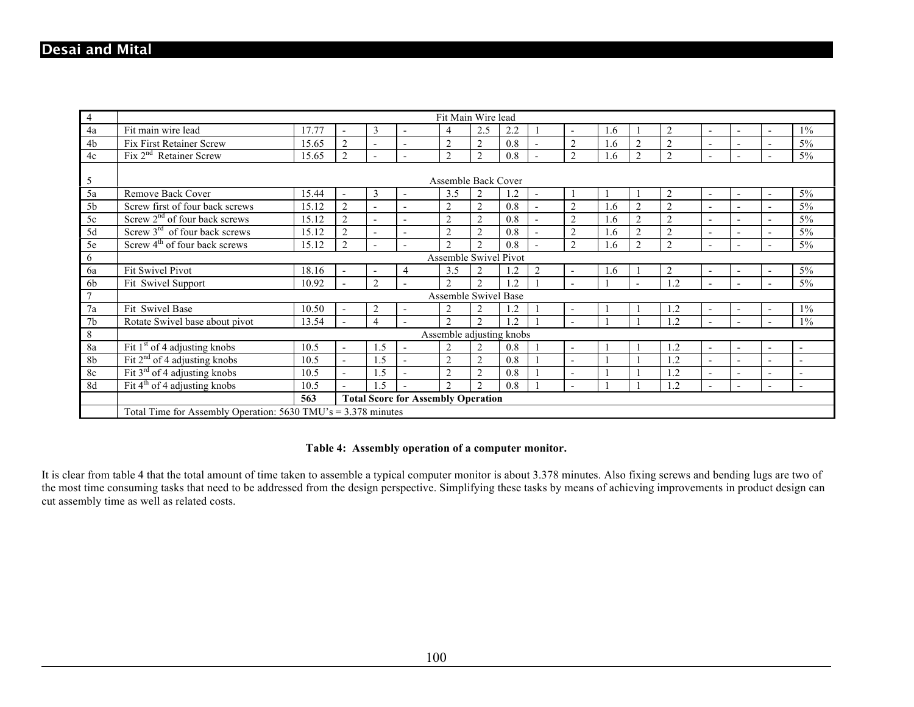| | | | | | | | | | | | | | | | | | |
|---|---|---|---|---|---|---|---|---|---|---|---|---|---|---|---|---|---|
| 4 | Fit Main Wire lead | | | | | | | | | | | | | | | | |
| 4a | Fit main wire lead | 17.77 | - | 3 | - | 4 | 2.5 | 2.2 | 1 | - | 1.6 | 1 | 2 | - | - | - | 1% |
| 4b | Fix First Retainer Screw | 15.65 | 2 | - | - | 2 | 2 | 0.8 | - | 2 | 1.6 | 2 | 2 | - | - | - | 5% |
| 4c | Fix 2nd Retainer Screw | 15.65 | 2 | - | - | 2 | 2 | 0.8 | - | 2 | 1.6 | 2 | 2 | - | - | - | 5% |
| 5 | Assemble Back Cover | | | | | | | | | | | | | | | | |
| 5a | Remove Back Cover | 15.44 | - | 3 | - | 3.5 | 2 | 1.2 | - | 1 | 1 | 1 | 2 | - | - | - | 5% |
| 5b | Screw first of four back screws | 15.12 | 2 | - | - | 2 | 2 | 0.8 | - | 2 | 1.6 | 2 | 2 | - | - | - | 5% |
| 5c | Screw 2nd of four back screws | 15.12 | 2 | - | - | 2 | 2 | 0.8 | - | 2 | 1.6 | 2 | 2 | - | - | - | 5% |
| 5d | Screw 3rd of four back screws | 15.12 | 2 | - | - | 2 | 2 | 0.8 | - | 2 | 1.6 | 2 | 2 | - | - | - | 5% |
| 5e | Screw 4th of four back screws | 15.12 | 2 | - | - | 2 | 2 | 0.8 | - | 2 | 1.6 | 2 | 2 | - | - | - | 5% |
| 6 | Assemble Swivel Pivot | | | | | | | | | | | | | | | | |
| 6a | Fit Swivel Pivot | 18.16 | - | - | 4 | 3.5 | 2 | 1.2 | 2 | - | 1.6 | 1 | 2 | - | - | - | 5% |
| 6b | Fit Swivel Support | 10.92 | - | 2 | - | 2 | 2 | 1.2 | 1 | - | 1 | - | 1.2 | - | - | - | 5% |
| 7 | Assemble Swivel Base | | | | | | | | | | | | | | | | |
| 7a | Fit Swivel Base | 10.50 | - | 2 | - | 2 | 2 | 1.2 | 1 | - | 1 | 1 | 1.2 | - | - | - | 1% |
| 7b | Rotate Swivel base about pivot | 13.54 | - | 4 | - | 2 | 2 | 1.2 | 1 | - | 1 | 1 | 1.2 | - | - | - | 1% |
| 8 | Assemble adjusting knobs | | | | | | | | | | | | | | | | |
| 8a | Fit 1st of 4 adjusting knobs | 10.5 | - | 1.5 | - | 2 | 2 | 0.8 | 1 | - | 1 | 1 | 1.2 | - | - | - | - |
| 8b | Fit 2nd of 4 adjusting knobs | 10.5 | - | 1.5 | - | 2 | 2 | 0.8 | 1 | - | 1 | 1 | 1.2 | - | - | - | - |
| 8c | Fit 3rd of 4 adjusting knobs | 10.5 | - | 1.5 | - | 2 | 2 | 0.8 | 1 | - | 1 | 1 | 1.2 | - | - | - | - |
| 8d | Fit 4th of 4 adjusting knobs | 10.5 | - | 1.5 | - | 2 | 2 | 0.8 | 1 | - | 1 | 1 | 1.2 | - | - | - | - |
| | | **563** | **Total Score for Assembly Operation** | | | | | | | | | | | | | | |
| | Total Time for Assembly Operation: 5630 TMU's = 3.378 minutes | | | | | | | | | | | | | | | | |

**Table 4: Assembly operation of a computer monitor.**

It is clear from table 4 that the total amount of time taken to assemble a typical computer monitor is about 3.378 minutes. Also fixing screws and bending lugs are two of the most time consuming tasks that need to be addressed from the design perspective. Simplifying these tasks by means of achieving improvements in product design can cut assembly time as well as related costs.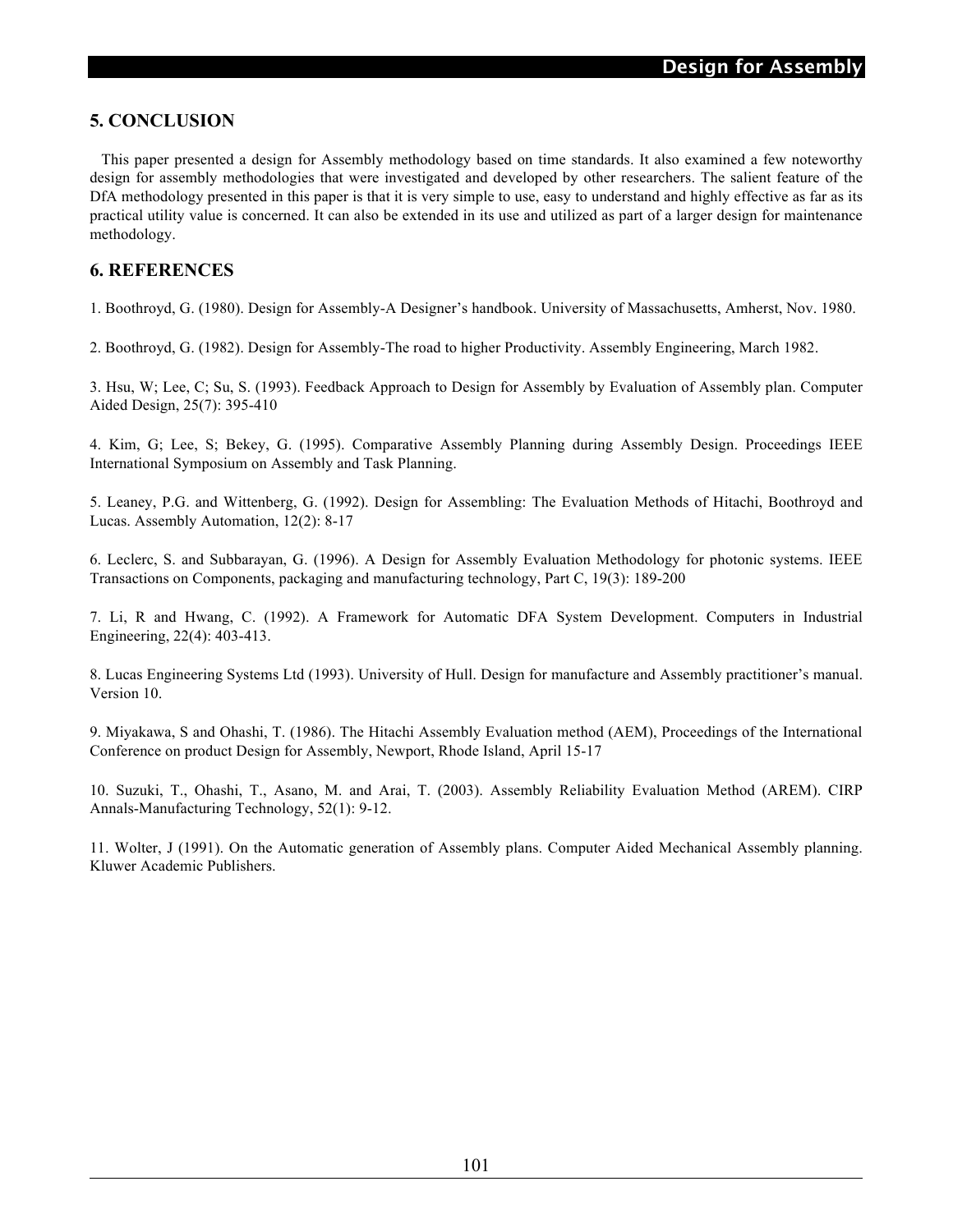## 5. CONCLUSION

This paper presented a design for Assembly methodology based on time standards. It also examined a few noteworthy design for assembly methodologies that were investigated and developed by other researchers. The salient feature of the DfA methodology presented in this paper is that it is very simple to use, easy to understand and highly effective as far as its practical utility value is concerned. It can also be extended in its use and utilized as part of a larger design for maintenance methodology.

## 6. REFERENCES

1. Boothroyd, G. (1980). Design for Assembly-A Designer's handbook. University of Massachusetts, Amherst, Nov. 1980.

2. Boothroyd, G. (1982). Design for Assembly-The road to higher Productivity. Assembly Engineering, March 1982.

3. Hsu, W; Lee, C; Su, S. (1993). Feedback Approach to Design for Assembly by Evaluation of Assembly plan. Computer Aided Design, 25(7): 395-410

4. Kim, G; Lee, S; Bekey, G. (1995). Comparative Assembly Planning during Assembly Design. Proceedings IEEE International Symposium on Assembly and Task Planning.

5. Leaney, P.G. and Wittenberg, G. (1992). Design for Assembling: The Evaluation Methods of Hitachi, Boothroyd and Lucas. Assembly Automation, 12(2): 8-17

6. Leclerc, S. and Subbarayan, G. (1996). A Design for Assembly Evaluation Methodology for photonic systems. IEEE Transactions on Components, packaging and manufacturing technology, Part C, 19(3): 189-200

7. Li, R and Hwang, C. (1992). A Framework for Automatic DFA System Development. Computers in Industrial Engineering, 22(4): 403-413.

8. Lucas Engineering Systems Ltd (1993). University of Hull. Design for manufacture and Assembly practitioner's manual. Version 10.

9. Miyakawa, S and Ohashi, T. (1986). The Hitachi Assembly Evaluation method (AEM), Proceedings of the International Conference on product Design for Assembly, Newport, Rhode Island, April 15-17

10. Suzuki, T., Ohashi, T., Asano, M. and Arai, T. (2003). Assembly Reliability Evaluation Method (AREM). CIRP Annals-Manufacturing Technology, 52(1): 9-12.

11. Wolter, J (1991). On the Automatic generation of Assembly plans. Computer Aided Mechanical Assembly planning. Kluwer Academic Publishers.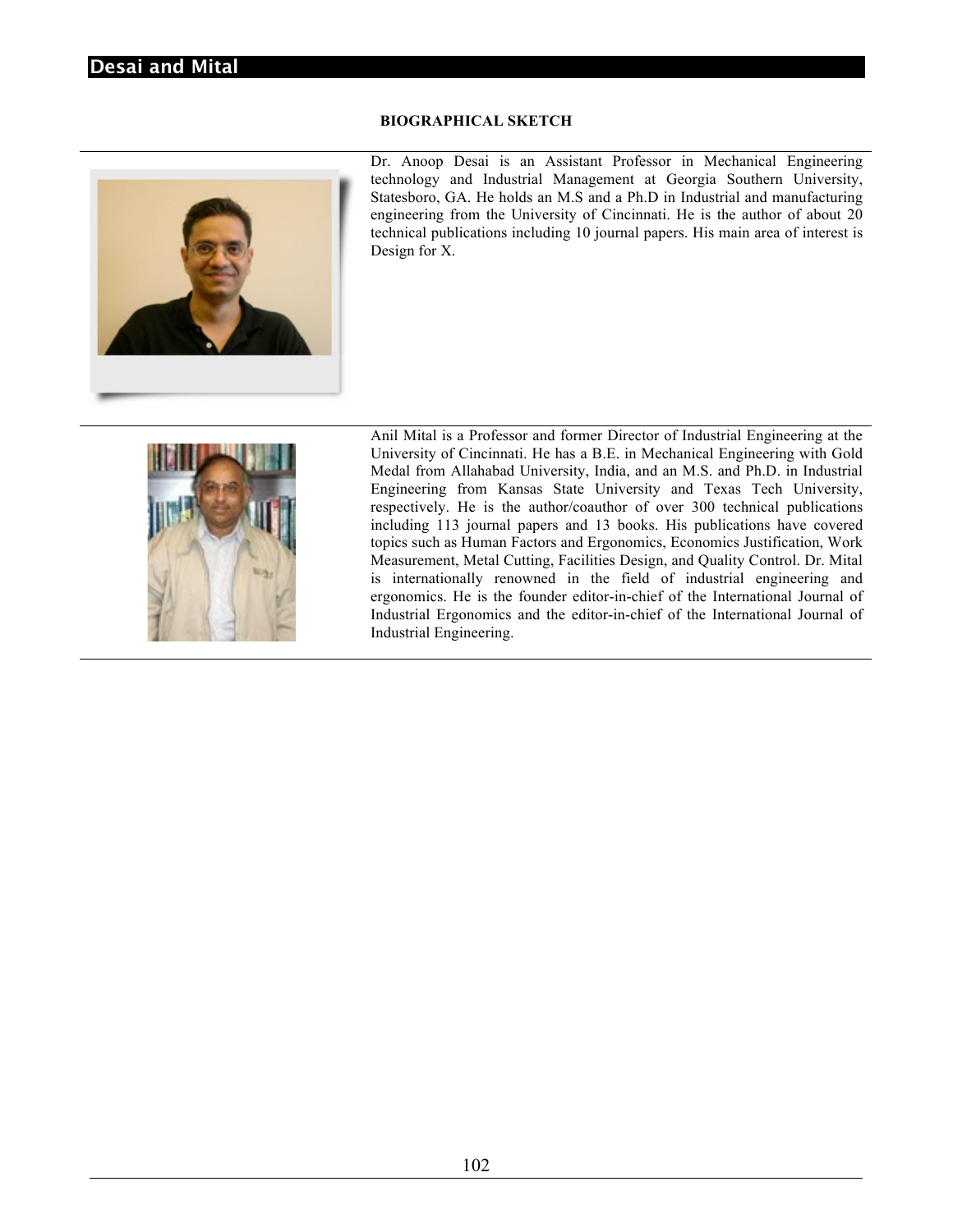**BIOGRAPHICAL SKETCH**

Dr. Anoop Desai is an Assistant Professor in Mechanical Engineering technology and Industrial Management at Georgia Southern University, Statesboro, GA. He holds an M.S and a Ph.D in Industrial and manufacturing engineering from the University of Cincinnati. He is the author of about 20 technical publications including 10 journal papers. His main area of interest is Design for X.

Anil Mital is a Professor and former Director of Industrial Engineering at the University of Cincinnati. He has a B.E. in Mechanical Engineering with Gold Medal from Allahabad University, India, and an M.S. and Ph.D. in Industrial Engineering from Kansas State University and Texas Tech University, respectively. He is the author/coauthor of over 300 technical publications including 113 journal papers and 13 books. His publications have covered topics such as Human Factors and Ergonomics, Economics Justification, Work Measurement, Metal Cutting, Facilities Design, and Quality Control. Dr. Mital is internationally renowned in the field of industrial engineering and ergonomics. He is the founder editor-in-chief of the International Journal of Industrial Ergonomics and the editor-in-chief of the International Journal of Industrial Engineering.